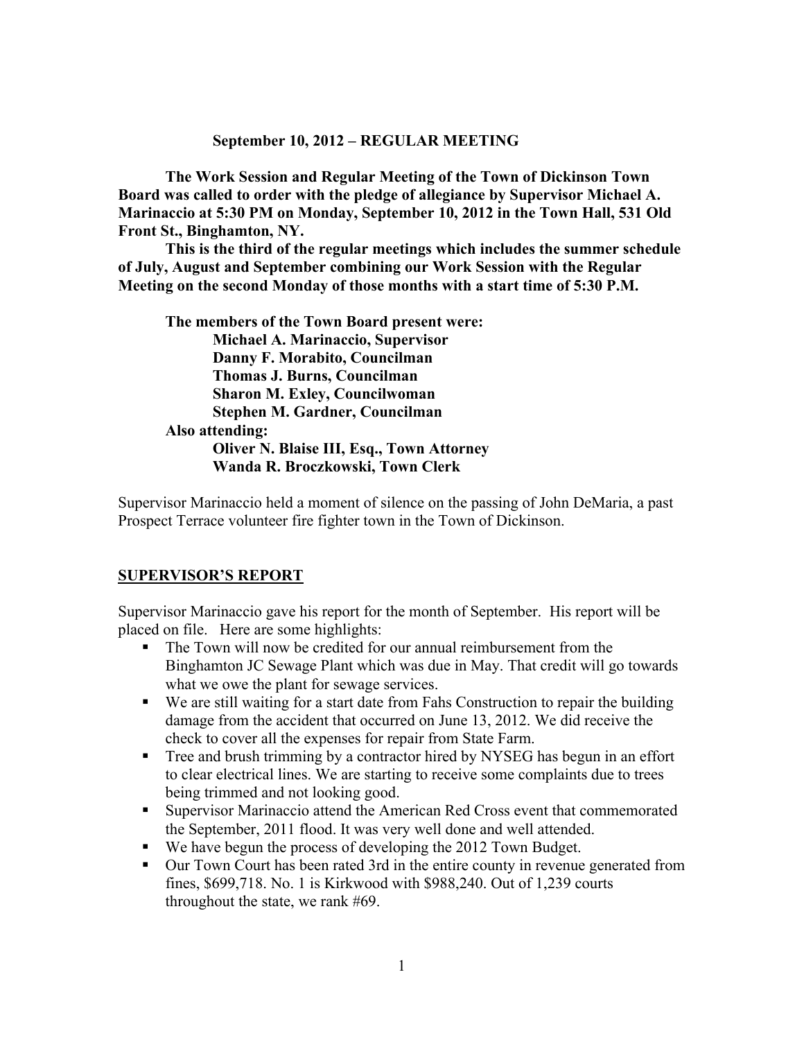**September 10, 2012 – REGULAR MEETING**

**The Work Session and Regular Meeting of the Town of Dickinson Town Board was called to order with the pledge of allegiance by Supervisor Michael A. Marinaccio at 5:30 PM on Monday, September 10, 2012 in the Town Hall, 531 Old Front St., Binghamton, NY.**

**This is the third of the regular meetings which includes the summer schedule of July, August and September combining our Work Session with the Regular Meeting on the second Monday of those months with a start time of 5:30 P.M.**

**The members of the Town Board present were:**
**Michael A. Marinaccio, Supervisor**
**Danny F. Morabito, Councilman**
**Thomas J. Burns, Councilman**
**Sharon M. Exley, Councilwoman**
**Stephen M. Gardner, Councilman**

**Also attending:**
**Oliver N. Blaise III, Esq., Town Attorney**
**Wanda R. Broczkowski, Town Clerk**

Supervisor Marinaccio held a moment of silence on the passing of John DeMaria, a past Prospect Terrace volunteer fire fighter town in the Town of Dickinson.

## SUPERVISOR'S REPORT

Supervisor Marinaccio gave his report for the month of September. His report will be placed on file. Here are some highlights:

- The Town will now be credited for our annual reimbursement from the Binghamton JC Sewage Plant which was due in May. That credit will go towards what we owe the plant for sewage services.
- We are still waiting for a start date from Fahs Construction to repair the building damage from the accident that occurred on June 13, 2012. We did receive the check to cover all the expenses for repair from State Farm.
- Tree and brush trimming by a contractor hired by NYSEG has begun in an effort to clear electrical lines. We are starting to receive some complaints due to trees being trimmed and not looking good.
- Supervisor Marinaccio attend the American Red Cross event that commemorated the September, 2011 flood. It was very well done and well attended.
- We have begun the process of developing the 2012 Town Budget.
- Our Town Court has been rated 3rd in the entire county in revenue generated from fines, $699,718. No. 1 is Kirkwood with $988,240. Out of 1,239 courts throughout the state, we rank #69.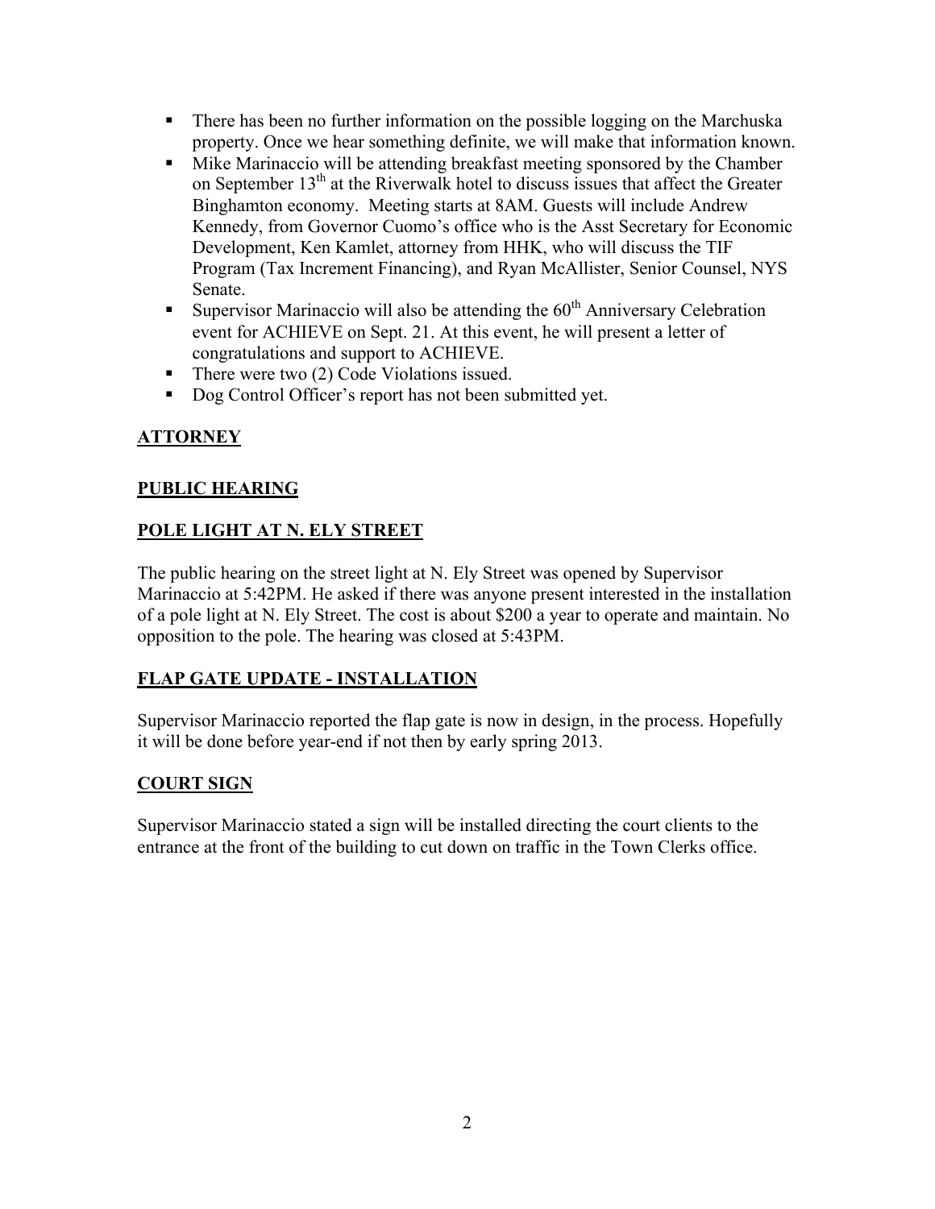- There has been no further information on the possible logging on the Marchuska property. Once we hear something definite, we will make that information known.
- Mike Marinaccio will be attending breakfast meeting sponsored by the Chamber on September 13th at the Riverwalk hotel to discuss issues that affect the Greater Binghamton economy. Meeting starts at 8AM. Guests will include Andrew Kennedy, from Governor Cuomo's office who is the Asst Secretary for Economic Development, Ken Kamlet, attorney from HHK, who will discuss the TIF Program (Tax Increment Financing), and Ryan McAllister, Senior Counsel, NYS Senate.
- Supervisor Marinaccio will also be attending the 60th Anniversary Celebration event for ACHIEVE on Sept. 21. At this event, he will present a letter of congratulations and support to ACHIEVE.
- There were two (2) Code Violations issued.
- Dog Control Officer's report has not been submitted yet.

## ATTORNEY

## PUBLIC HEARING

## POLE LIGHT AT N. ELY STREET

The public hearing on the street light at N. Ely Street was opened by Supervisor Marinaccio at 5:42PM. He asked if there was anyone present interested in the installation of a pole light at N. Ely Street. The cost is about $200 a year to operate and maintain. No opposition to the pole. The hearing was closed at 5:43PM.

## FLAP GATE UPDATE - INSTALLATION

Supervisor Marinaccio reported the flap gate is now in design, in the process. Hopefully it will be done before year-end if not then by early spring 2013.

## COURT SIGN

Supervisor Marinaccio stated a sign will be installed directing the court clients to the entrance at the front of the building to cut down on traffic in the Town Clerks office.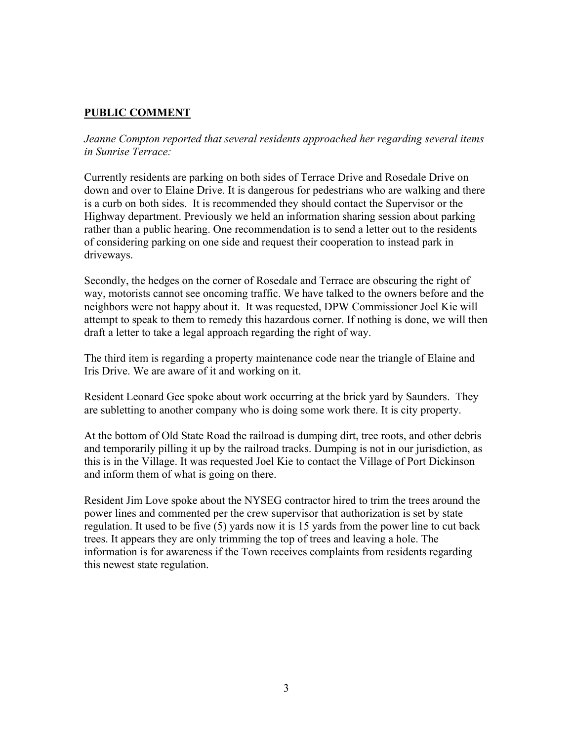## **PUBLIC COMMENT**

*Jeanne Compton reported that several residents approached her regarding several items in Sunrise Terrace:*

Currently residents are parking on both sides of Terrace Drive and Rosedale Drive on down and over to Elaine Drive. It is dangerous for pedestrians who are walking and there is a curb on both sides. It is recommended they should contact the Supervisor or the Highway department. Previously we held an information sharing session about parking rather than a public hearing. One recommendation is to send a letter out to the residents of considering parking on one side and request their cooperation to instead park in driveways.

Secondly, the hedges on the corner of Rosedale and Terrace are obscuring the right of way, motorists cannot see oncoming traffic. We have talked to the owners before and the neighbors were not happy about it. It was requested, DPW Commissioner Joel Kie will attempt to speak to them to remedy this hazardous corner. If nothing is done, we will then draft a letter to take a legal approach regarding the right of way.

The third item is regarding a property maintenance code near the triangle of Elaine and Iris Drive. We are aware of it and working on it.

Resident Leonard Gee spoke about work occurring at the brick yard by Saunders. They are subletting to another company who is doing some work there. It is city property.

At the bottom of Old State Road the railroad is dumping dirt, tree roots, and other debris and temporarily pilling it up by the railroad tracks. Dumping is not in our jurisdiction, as this is in the Village. It was requested Joel Kie to contact the Village of Port Dickinson and inform them of what is going on there.

Resident Jim Love spoke about the NYSEG contractor hired to trim the trees around the power lines and commented per the crew supervisor that authorization is set by state regulation. It used to be five (5) yards now it is 15 yards from the power line to cut back trees. It appears they are only trimming the top of trees and leaving a hole. The information is for awareness if the Town receives complaints from residents regarding this newest state regulation.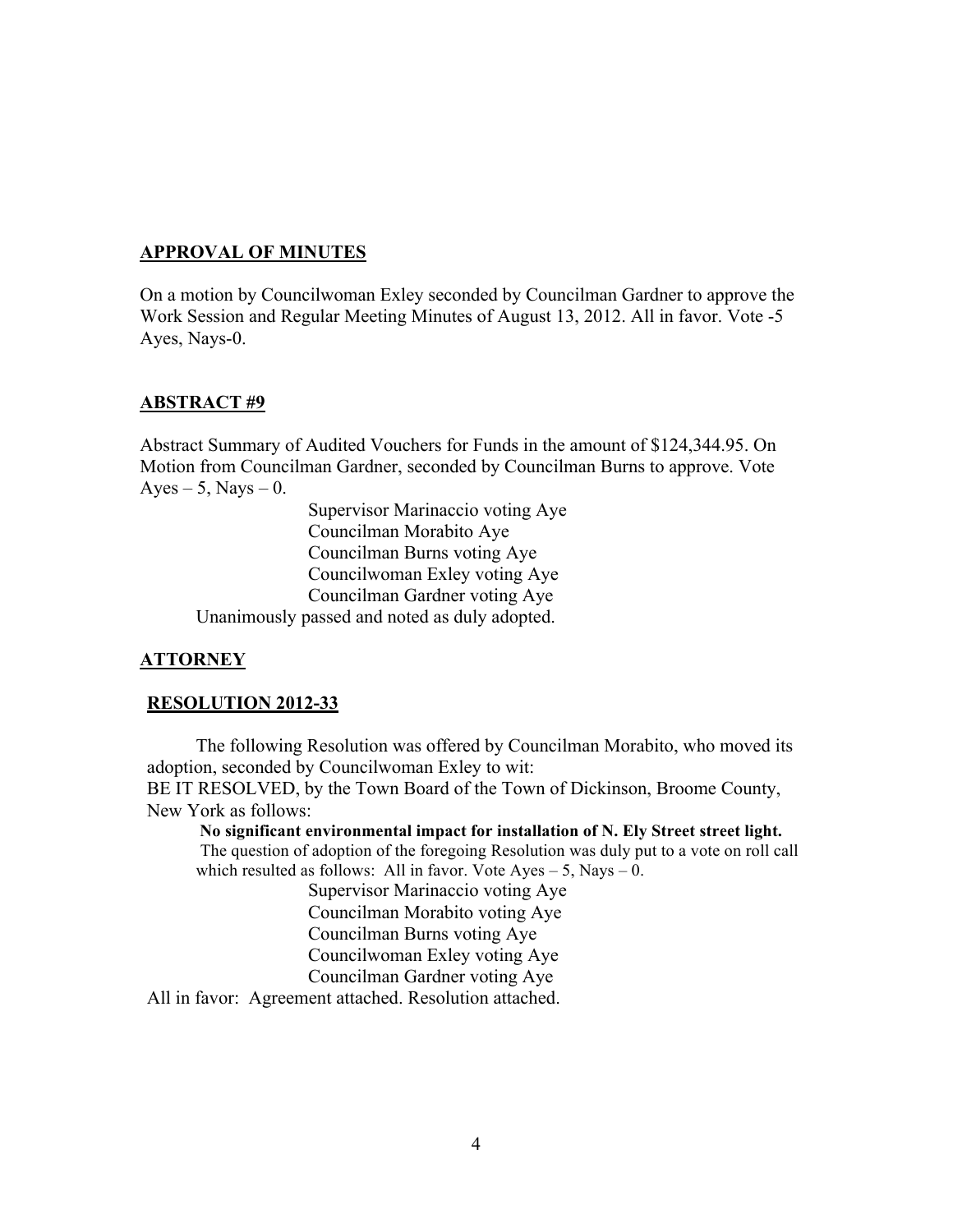**APPROVAL OF MINUTES**

On a motion by Councilwoman Exley seconded by Councilman Gardner to approve the Work Session and Regular Meeting Minutes of August 13, 2012. All in favor. Vote -5 Ayes, Nays-0.

**ABSTRACT #9**

Abstract Summary of Audited Vouchers for Funds in the amount of $124,344.95. On Motion from Councilman Gardner, seconded by Councilman Burns to approve. Vote Ayes – 5, Nays – 0.

Supervisor Marinaccio voting Aye
Councilman Morabito Aye
Councilman Burns voting Aye
Councilwoman Exley voting Aye
Councilman Gardner voting Aye

Unanimously passed and noted as duly adopted.

**ATTORNEY**

**RESOLUTION 2012-33**

The following Resolution was offered by Councilman Morabito, who moved its adoption, seconded by Councilwoman Exley to wit:

BE IT RESOLVED, by the Town Board of the Town of Dickinson, Broome County, New York as follows:

**No significant environmental impact for installation of N. Ely Street street light.**

The question of adoption of the foregoing Resolution was duly put to a vote on roll call which resulted as follows: All in favor. Vote Ayes – 5, Nays – 0.

Supervisor Marinaccio voting Aye
Councilman Morabito voting Aye
Councilman Burns voting Aye
Councilwoman Exley voting Aye
Councilman Gardner voting Aye

All in favor: Agreement attached. Resolution attached.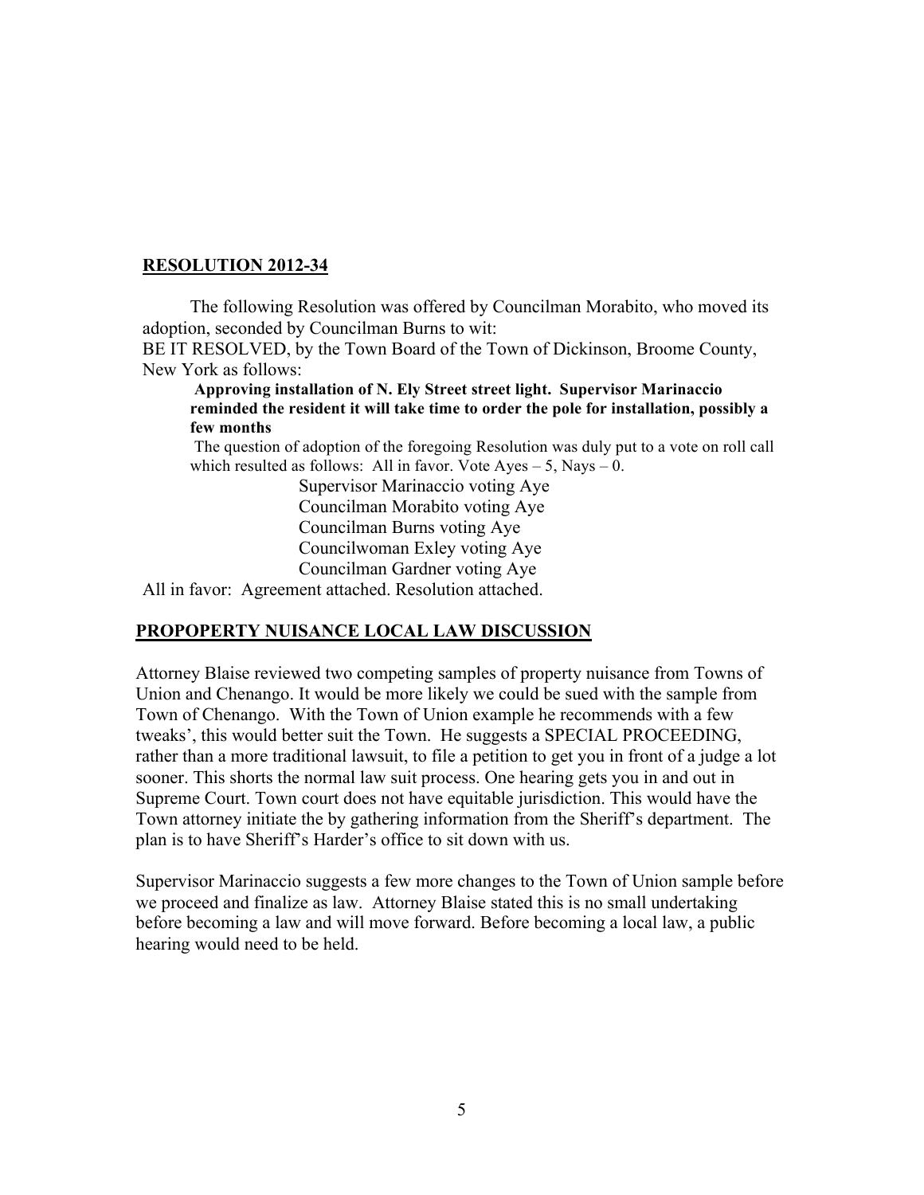## RESOLUTION 2012-34

The following Resolution was offered by Councilman Morabito, who moved its adoption, seconded by Councilman Burns to wit:

BE IT RESOLVED, by the Town Board of the Town of Dickinson, Broome County, New York as follows:

**Approving installation of N. Ely Street street light. Supervisor Marinaccio reminded the resident it will take time to order the pole for installation, possibly a few months**

The question of adoption of the foregoing Resolution was duly put to a vote on roll call which resulted as follows: All in favor. Vote Ayes – 5, Nays – 0.

Supervisor Marinaccio voting Aye
Councilman Morabito voting Aye
Councilman Burns voting Aye
Councilwoman Exley voting Aye
Councilman Gardner voting Aye

All in favor: Agreement attached. Resolution attached.

## PROPOPERTY NUISANCE LOCAL LAW DISCUSSION

Attorney Blaise reviewed two competing samples of property nuisance from Towns of Union and Chenango. It would be more likely we could be sued with the sample from Town of Chenango. With the Town of Union example he recommends with a few tweaks', this would better suit the Town. He suggests a SPECIAL PROCEEDING, rather than a more traditional lawsuit, to file a petition to get you in front of a judge a lot sooner. This shorts the normal law suit process. One hearing gets you in and out in Supreme Court. Town court does not have equitable jurisdiction. This would have the Town attorney initiate the by gathering information from the Sheriff's department. The plan is to have Sheriff's Harder's office to sit down with us.

Supervisor Marinaccio suggests a few more changes to the Town of Union sample before we proceed and finalize as law. Attorney Blaise stated this is no small undertaking before becoming a law and will move forward. Before becoming a local law, a public hearing would need to be held.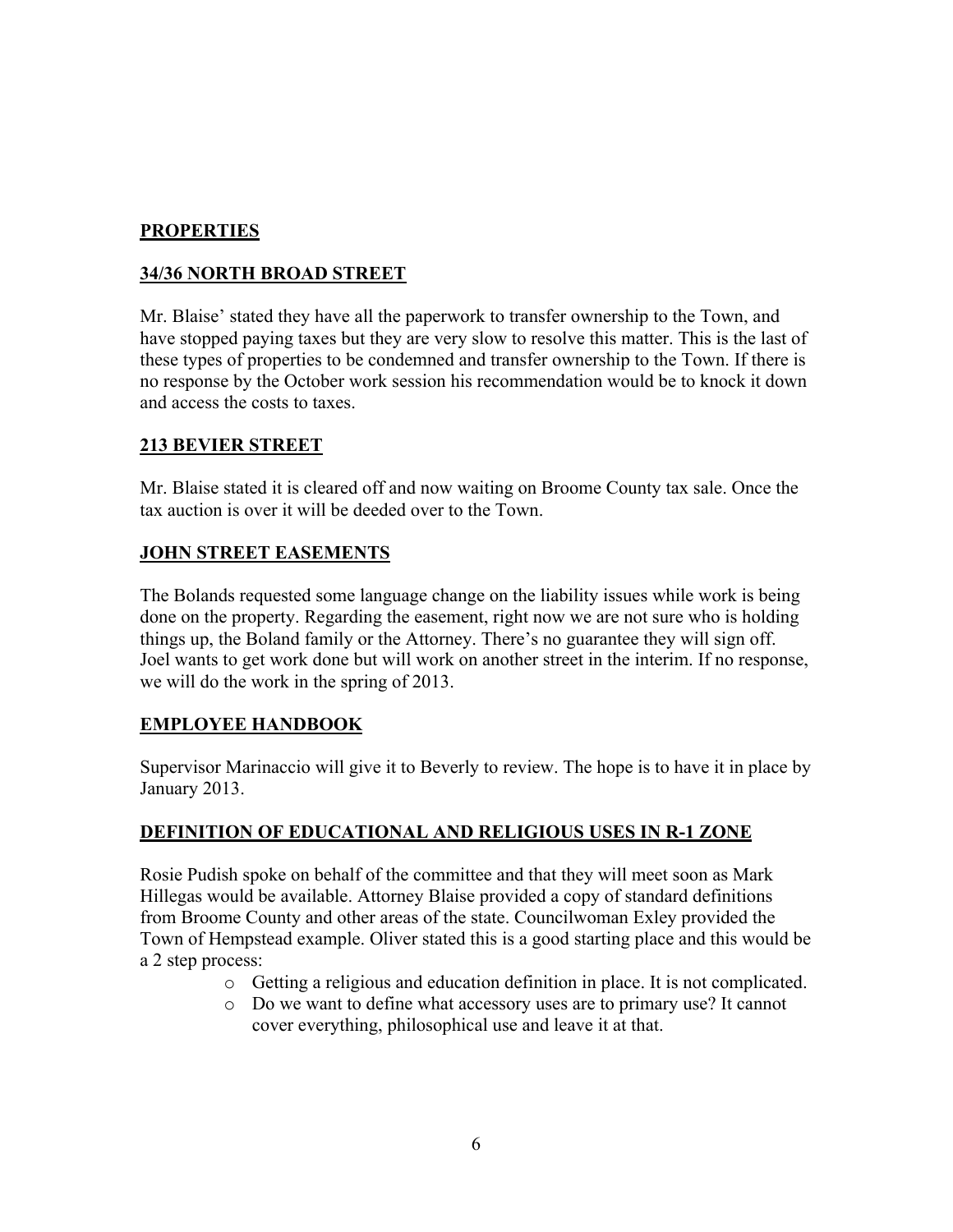**PROPERTIES**

**34/36 NORTH BROAD STREET**

Mr. Blaise' stated they have all the paperwork to transfer ownership to the Town, and have stopped paying taxes but they are very slow to resolve this matter. This is the last of these types of properties to be condemned and transfer ownership to the Town. If there is no response by the October work session his recommendation would be to knock it down and access the costs to taxes.

**213 BEVIER STREET**

Mr. Blaise stated it is cleared off and now waiting on Broome County tax sale. Once the tax auction is over it will be deeded over to the Town.

**JOHN STREET EASEMENTS**

The Bolands requested some language change on the liability issues while work is being done on the property. Regarding the easement, right now we are not sure who is holding things up, the Boland family or the Attorney. There's no guarantee they will sign off. Joel wants to get work done but will work on another street in the interim. If no response, we will do the work in the spring of 2013.

**EMPLOYEE HANDBOOK**

Supervisor Marinaccio will give it to Beverly to review. The hope is to have it in place by January 2013.

**DEFINITION OF EDUCATIONAL AND RELIGIOUS USES IN R-1 ZONE**

Rosie Pudish spoke on behalf of the committee and that they will meet soon as Mark Hillegas would be available. Attorney Blaise provided a copy of standard definitions from Broome County and other areas of the state. Councilwoman Exley provided the Town of Hempstead example. Oliver stated this is a good starting place and this would be a 2 step process:

- Getting a religious and education definition in place. It is not complicated.
- Do we want to define what accessory uses are to primary use? It cannot cover everything, philosophical use and leave it at that.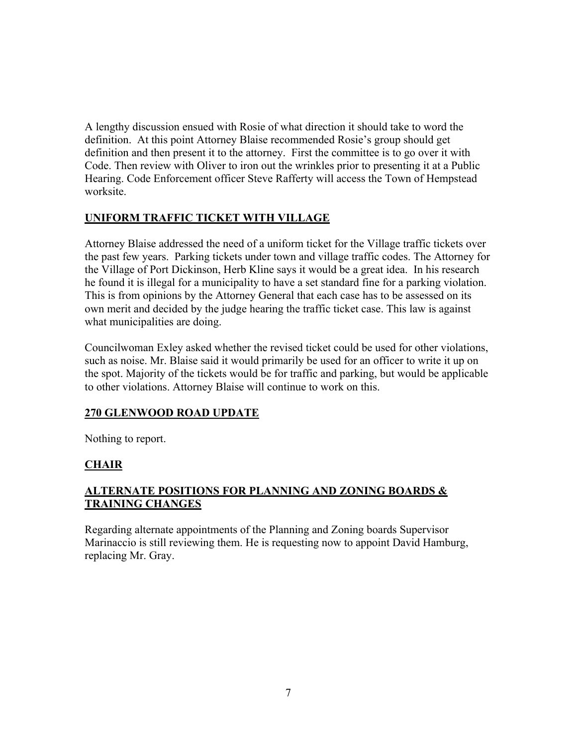A lengthy discussion ensued with Rosie of what direction it should take to word the definition. At this point Attorney Blaise recommended Rosie's group should get definition and then present it to the attorney. First the committee is to go over it with Code. Then review with Oliver to iron out the wrinkles prior to presenting it at a Public Hearing. Code Enforcement officer Steve Rafferty will access the Town of Hempstead worksite.

## UNIFORM TRAFFIC TICKET WITH VILLAGE

Attorney Blaise addressed the need of a uniform ticket for the Village traffic tickets over the past few years. Parking tickets under town and village traffic codes. The Attorney for the Village of Port Dickinson, Herb Kline says it would be a great idea. In his research he found it is illegal for a municipality to have a set standard fine for a parking violation. This is from opinions by the Attorney General that each case has to be assessed on its own merit and decided by the judge hearing the traffic ticket case. This law is against what municipalities are doing.

Councilwoman Exley asked whether the revised ticket could be used for other violations, such as noise. Mr. Blaise said it would primarily be used for an officer to write it up on the spot. Majority of the tickets would be for traffic and parking, but would be applicable to other violations. Attorney Blaise will continue to work on this.

## 270 GLENWOOD ROAD UPDATE

Nothing to report.

## CHAIR

## ALTERNATE POSITIONS FOR PLANNING AND ZONING BOARDS & TRAINING CHANGES

Regarding alternate appointments of the Planning and Zoning boards Supervisor Marinaccio is still reviewing them. He is requesting now to appoint David Hamburg, replacing Mr. Gray.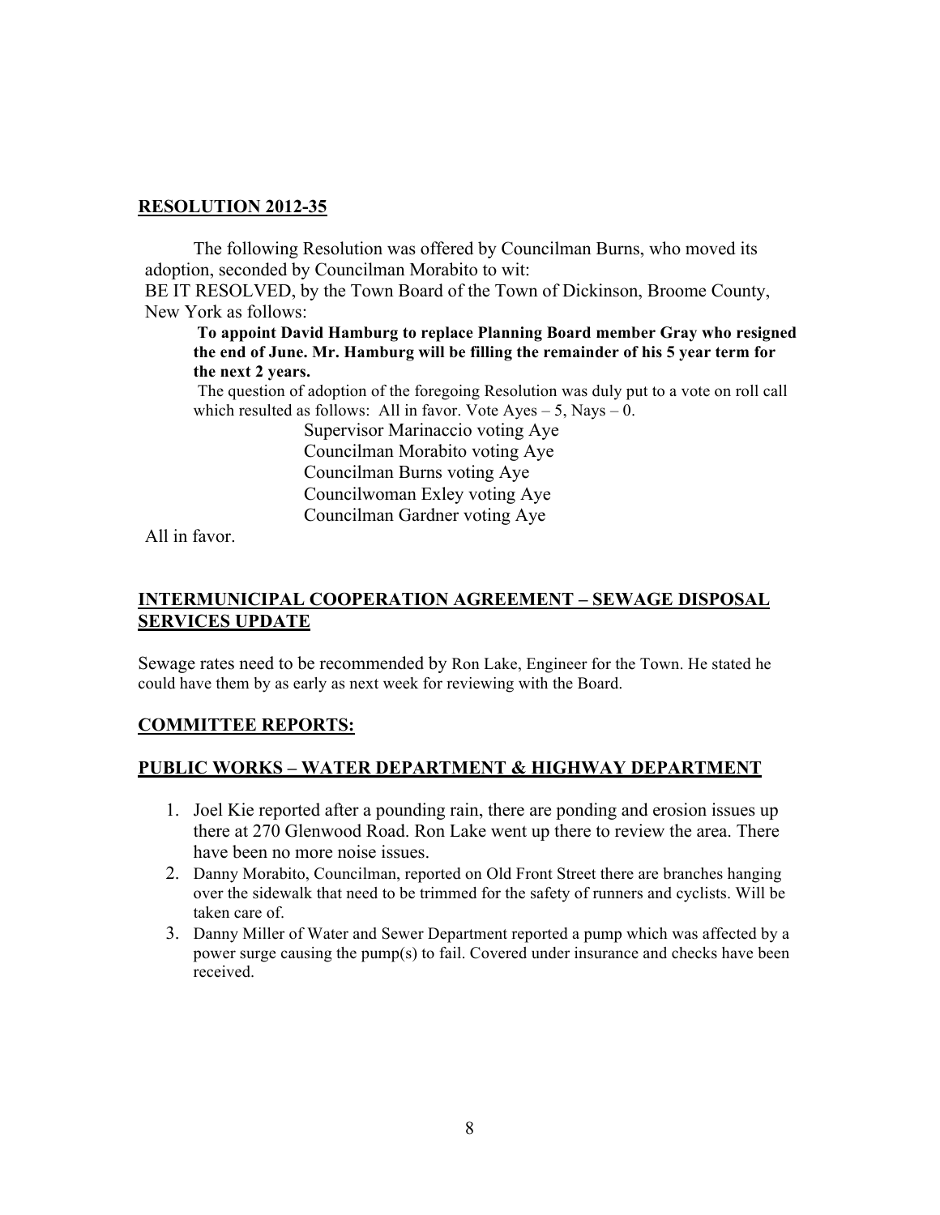## RESOLUTION 2012-35

The following Resolution was offered by Councilman Burns, who moved its adoption, seconded by Councilman Morabito to wit:

BE IT RESOLVED, by the Town Board of the Town of Dickinson, Broome County, New York as follows:

**To appoint David Hamburg to replace Planning Board member Gray who resigned the end of June. Mr. Hamburg will be filling the remainder of his 5 year term for the next 2 years.**

The question of adoption of the foregoing Resolution was duly put to a vote on roll call which resulted as follows: All in favor. Vote Ayes – 5, Nays – 0.

Supervisor Marinaccio voting Aye
Councilman Morabito voting Aye
Councilman Burns voting Aye
Councilwoman Exley voting Aye
Councilman Gardner voting Aye

All in favor.

## INTERMUNICIPAL COOPERATION AGREEMENT – SEWAGE DISPOSAL SERVICES UPDATE

Sewage rates need to be recommended by Ron Lake, Engineer for the Town. He stated he could have them by as early as next week for reviewing with the Board.

## COMMITTEE REPORTS:

## PUBLIC WORKS – WATER DEPARTMENT & HIGHWAY DEPARTMENT

1. Joel Kie reported after a pounding rain, there are ponding and erosion issues up there at 270 Glenwood Road. Ron Lake went up there to review the area. There have been no more noise issues.
2. Danny Morabito, Councilman, reported on Old Front Street there are branches hanging over the sidewalk that need to be trimmed for the safety of runners and cyclists. Will be taken care of.
3. Danny Miller of Water and Sewer Department reported a pump which was affected by a power surge causing the pump(s) to fail. Covered under insurance and checks have been received.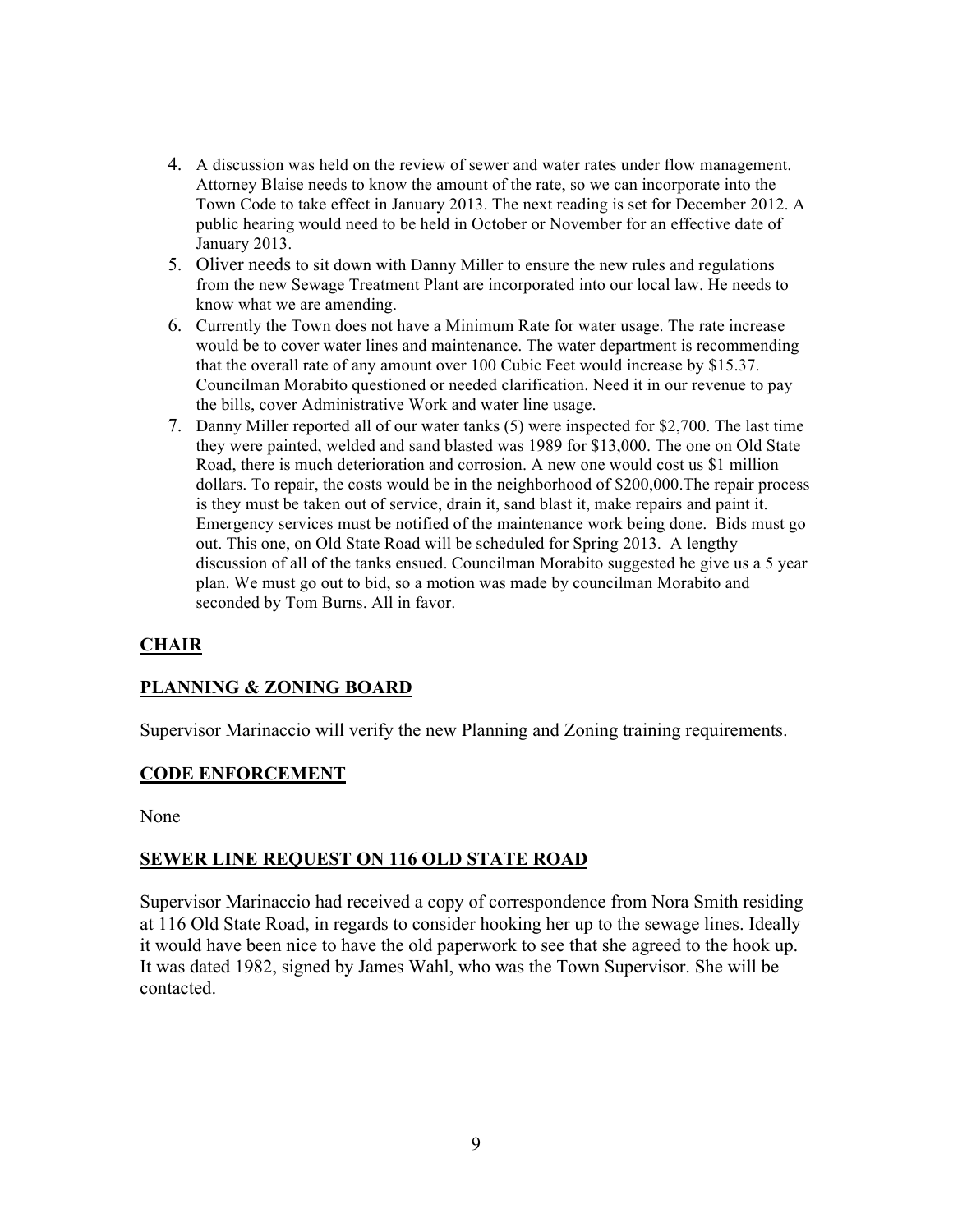4. A discussion was held on the review of sewer and water rates under flow management. Attorney Blaise needs to know the amount of the rate, so we can incorporate into the Town Code to take effect in January 2013. The next reading is set for December 2012. A public hearing would need to be held in October or November for an effective date of January 2013.
5. Oliver needs to sit down with Danny Miller to ensure the new rules and regulations from the new Sewage Treatment Plant are incorporated into our local law. He needs to know what we are amending.
6. Currently the Town does not have a Minimum Rate for water usage. The rate increase would be to cover water lines and maintenance. The water department is recommending that the overall rate of any amount over 100 Cubic Feet would increase by $15.37. Councilman Morabito questioned or needed clarification. Need it in our revenue to pay the bills, cover Administrative Work and water line usage.
7. Danny Miller reported all of our water tanks (5) were inspected for $2,700. The last time they were painted, welded and sand blasted was 1989 for $13,000. The one on Old State Road, there is much deterioration and corrosion. A new one would cost us $1 million dollars. To repair, the costs would be in the neighborhood of $200,000.The repair process is they must be taken out of service, drain it, sand blast it, make repairs and paint it. Emergency services must be notified of the maintenance work being done. Bids must go out. This one, on Old State Road will be scheduled for Spring 2013. A lengthy discussion of all of the tanks ensued. Councilman Morabito suggested he give us a 5 year plan. We must go out to bid, so a motion was made by councilman Morabito and seconded by Tom Burns. All in favor.

## CHAIR

## PLANNING & ZONING BOARD

Supervisor Marinaccio will verify the new Planning and Zoning training requirements.

## CODE ENFORCEMENT

None

## SEWER LINE REQUEST ON 116 OLD STATE ROAD

Supervisor Marinaccio had received a copy of correspondence from Nora Smith residing at 116 Old State Road, in regards to consider hooking her up to the sewage lines. Ideally it would have been nice to have the old paperwork to see that she agreed to the hook up. It was dated 1982, signed by James Wahl, who was the Town Supervisor. She will be contacted.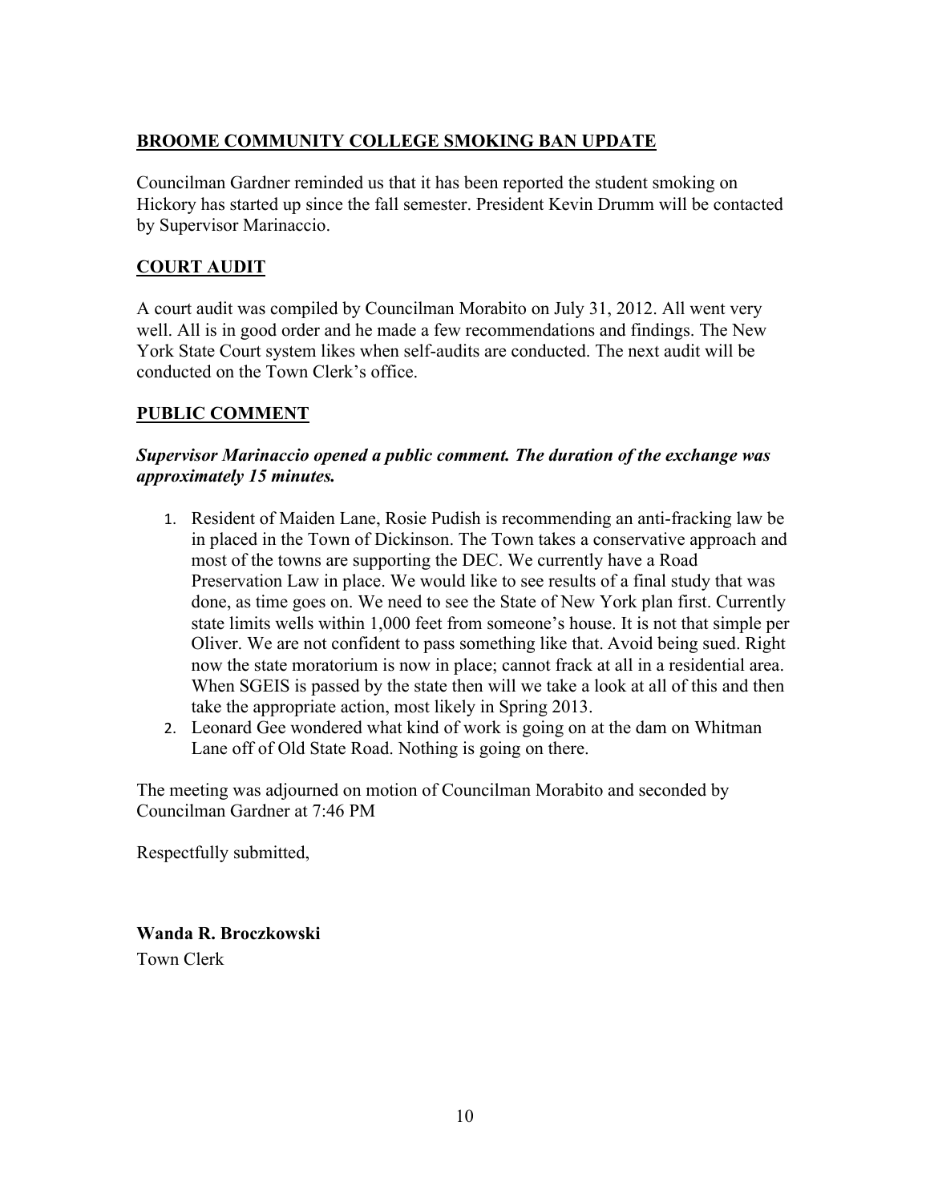## BROOME COMMUNITY COLLEGE SMOKING BAN UPDATE

Councilman Gardner reminded us that it has been reported the student smoking on Hickory has started up since the fall semester. President Kevin Drumm will be contacted by Supervisor Marinaccio.

## COURT AUDIT

A court audit was compiled by Councilman Morabito on July 31, 2012. All went very well. All is in good order and he made a few recommendations and findings. The New York State Court system likes when self-audits are conducted. The next audit will be conducted on the Town Clerk's office.

## PUBLIC COMMENT

***Supervisor Marinaccio opened a public comment. The duration of the exchange was approximately 15 minutes.***

1. Resident of Maiden Lane, Rosie Pudish is recommending an anti-fracking law be in placed in the Town of Dickinson. The Town takes a conservative approach and most of the towns are supporting the DEC. We currently have a Road Preservation Law in place. We would like to see results of a final study that was done, as time goes on. We need to see the State of New York plan first. Currently state limits wells within 1,000 feet from someone's house. It is not that simple per Oliver. We are not confident to pass something like that. Avoid being sued. Right now the state moratorium is now in place; cannot frack at all in a residential area. When SGEIS is passed by the state then will we take a look at all of this and then take the appropriate action, most likely in Spring 2013.
2. Leonard Gee wondered what kind of work is going on at the dam on Whitman Lane off of Old State Road. Nothing is going on there.

The meeting was adjourned on motion of Councilman Morabito and seconded by Councilman Gardner at 7:46 PM

Respectfully submitted,

**Wanda R. Broczkowski**
Town Clerk